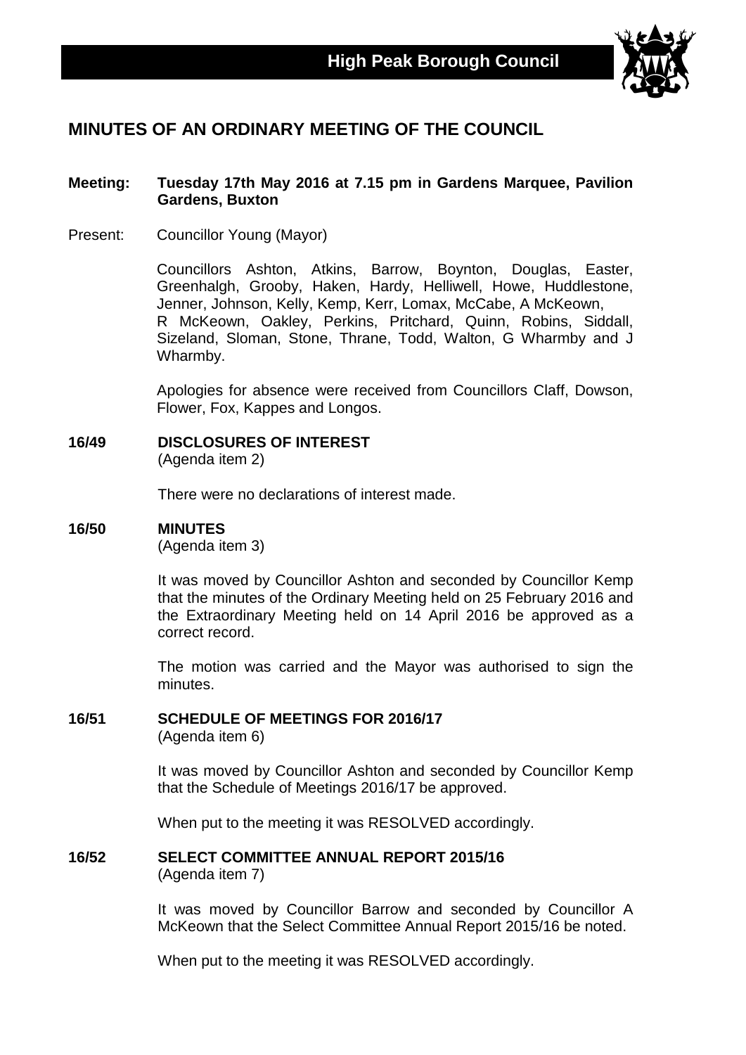**High Peak Borough Council**

# MINUTES OF AN ORDINARY MEETING OF THE COUNCIL

**Meeting: Tuesday 17th May 2016 at 7.15 pm in Gardens Marquee, Pavilion Gardens, Buxton**

Present: Councillor Young (Mayor)

Councillors Ashton, Atkins, Barrow, Boynton, Douglas, Easter, Greenhalgh, Grooby, Haken, Hardy, Helliwell, Howe, Huddlestone, Jenner, Johnson, Kelly, Kemp, Kerr, Lomax, McCabe, A McKeown, R McKeown, Oakley, Perkins, Pritchard, Quinn, Robins, Siddall, Sizeland, Sloman, Stone, Thrane, Todd, Walton, G Wharmby and J Wharmby.

Apologies for absence were received from Councillors Claff, Dowson, Flower, Fox, Kappes and Longos.

## 16/49 DISCLOSURES OF INTEREST
(Agenda item 2)

There were no declarations of interest made.

## 16/50 MINUTES
(Agenda item 3)

It was moved by Councillor Ashton and seconded by Councillor Kemp that the minutes of the Ordinary Meeting held on 25 February 2016 and the Extraordinary Meeting held on 14 April 2016 be approved as a correct record.

The motion was carried and the Mayor was authorised to sign the minutes.

## 16/51 SCHEDULE OF MEETINGS FOR 2016/17
(Agenda item 6)

It was moved by Councillor Ashton and seconded by Councillor Kemp that the Schedule of Meetings 2016/17 be approved.

When put to the meeting it was RESOLVED accordingly.

## 16/52 SELECT COMMITTEE ANNUAL REPORT 2015/16
(Agenda item 7)

It was moved by Councillor Barrow and seconded by Councillor A McKeown that the Select Committee Annual Report 2015/16 be noted.

When put to the meeting it was RESOLVED accordingly.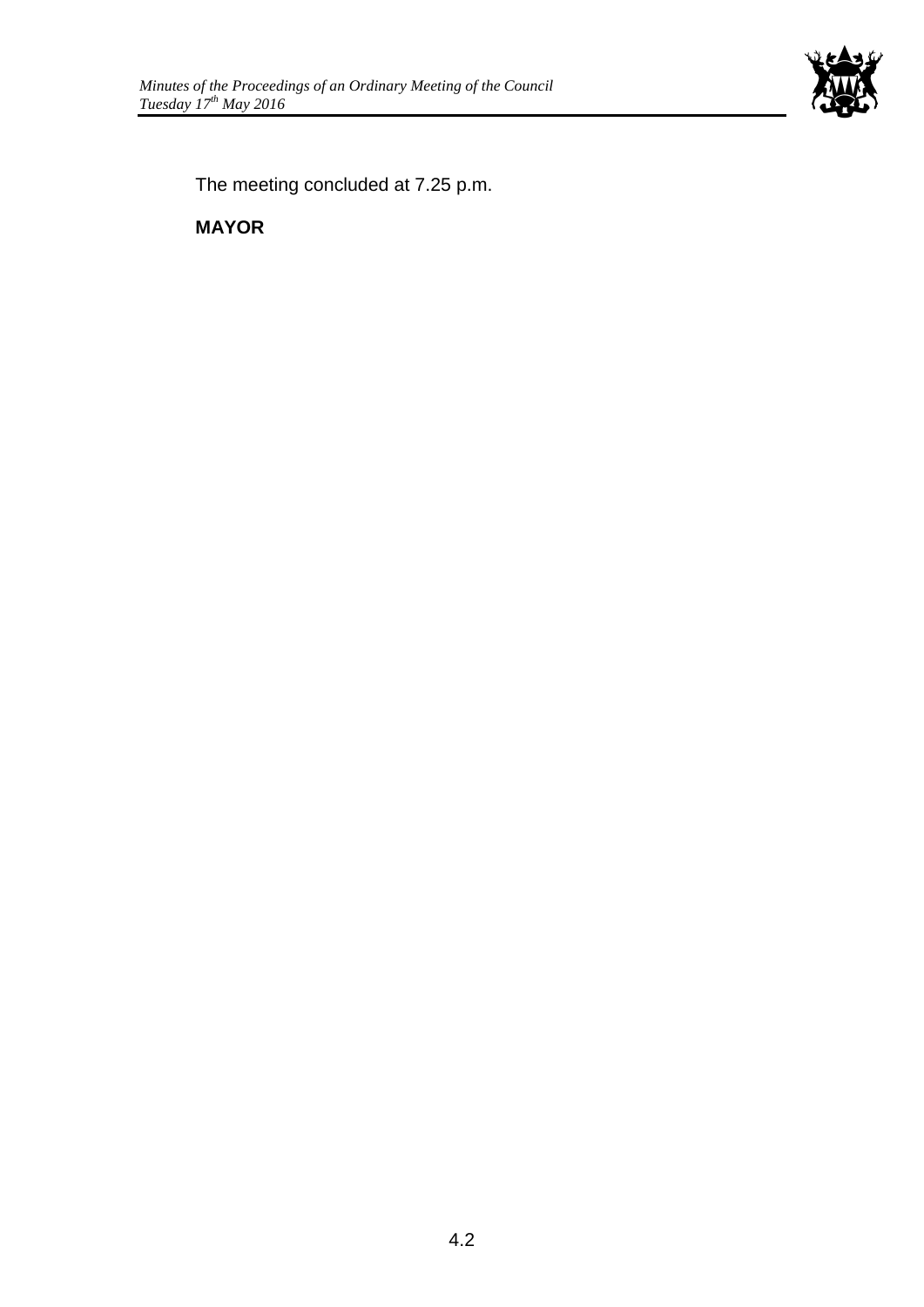The meeting concluded at 7.25 p.m.

**MAYOR**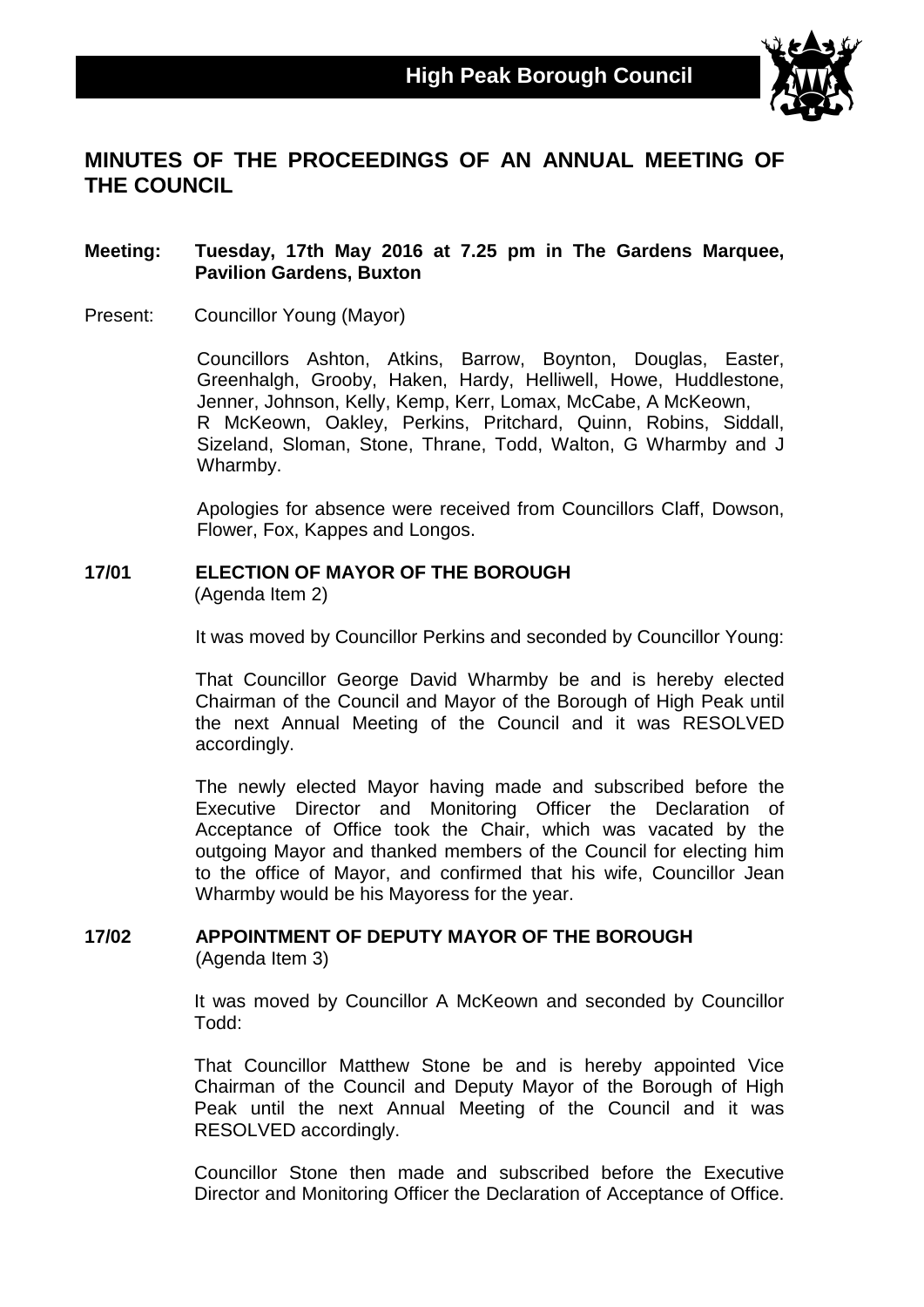**High Peak Borough Council**

# MINUTES OF THE PROCEEDINGS OF AN ANNUAL MEETING OF THE COUNCIL

**Meeting: Tuesday, 17th May 2016 at 7.25 pm in The Gardens Marquee, Pavilion Gardens, Buxton**

Present: Councillor Young (Mayor)

Councillors Ashton, Atkins, Barrow, Boynton, Douglas, Easter, Greenhalgh, Grooby, Haken, Hardy, Helliwell, Howe, Huddlestone, Jenner, Johnson, Kelly, Kemp, Kerr, Lomax, McCabe, A McKeown, R McKeown, Oakley, Perkins, Pritchard, Quinn, Robins, Siddall, Sizeland, Sloman, Stone, Thrane, Todd, Walton, G Wharmby and J Wharmby.

Apologies for absence were received from Councillors Claff, Dowson, Flower, Fox, Kappes and Longos.

## 17/01 ELECTION OF MAYOR OF THE BOROUGH

(Agenda Item 2)

It was moved by Councillor Perkins and seconded by Councillor Young:

That Councillor George David Wharmby be and is hereby elected Chairman of the Council and Mayor of the Borough of High Peak until the next Annual Meeting of the Council and it was RESOLVED accordingly.

The newly elected Mayor having made and subscribed before the Executive Director and Monitoring Officer the Declaration of Acceptance of Office took the Chair, which was vacated by the outgoing Mayor and thanked members of the Council for electing him to the office of Mayor, and confirmed that his wife, Councillor Jean Wharmby would be his Mayoress for the year.

## 17/02 APPOINTMENT OF DEPUTY MAYOR OF THE BOROUGH

(Agenda Item 3)

It was moved by Councillor A McKeown and seconded by Councillor Todd:

That Councillor Matthew Stone be and is hereby appointed Vice Chairman of the Council and Deputy Mayor of the Borough of High Peak until the next Annual Meeting of the Council and it was RESOLVED accordingly.

Councillor Stone then made and subscribed before the Executive Director and Monitoring Officer the Declaration of Acceptance of Office.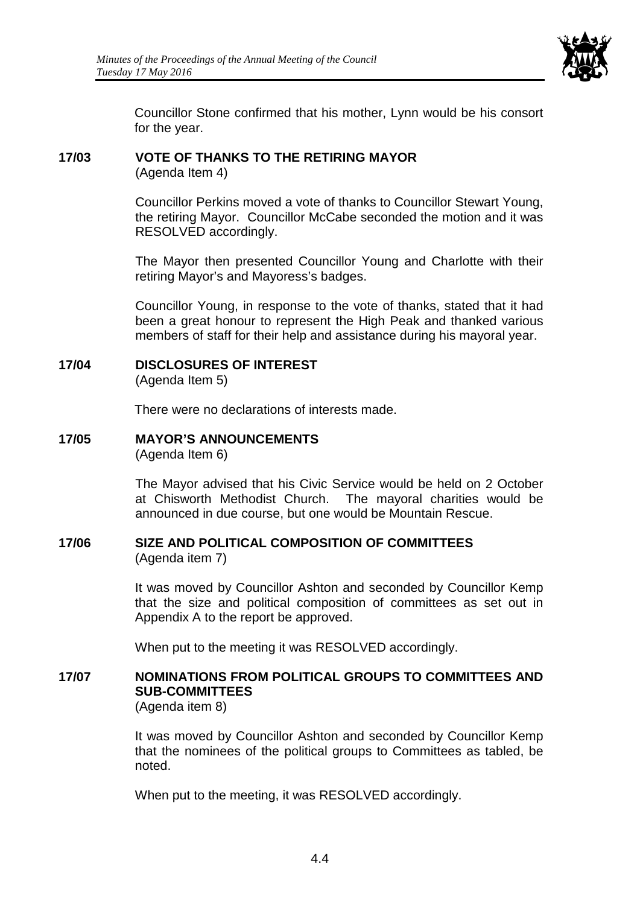Councillor Stone confirmed that his mother, Lynn would be his consort for the year.

## 17/03 VOTE OF THANKS TO THE RETIRING MAYOR

(Agenda Item 4)

Councillor Perkins moved a vote of thanks to Councillor Stewart Young, the retiring Mayor. Councillor McCabe seconded the motion and it was RESOLVED accordingly.

The Mayor then presented Councillor Young and Charlotte with their retiring Mayor's and Mayoress's badges.

Councillor Young, in response to the vote of thanks, stated that it had been a great honour to represent the High Peak and thanked various members of staff for their help and assistance during his mayoral year.

## 17/04 DISCLOSURES OF INTEREST

(Agenda Item 5)

There were no declarations of interests made.

## 17/05 MAYOR'S ANNOUNCEMENTS

(Agenda Item 6)

The Mayor advised that his Civic Service would be held on 2 October at Chisworth Methodist Church. The mayoral charities would be announced in due course, but one would be Mountain Rescue.

## 17/06 SIZE AND POLITICAL COMPOSITION OF COMMITTEES

(Agenda item 7)

It was moved by Councillor Ashton and seconded by Councillor Kemp that the size and political composition of committees as set out in Appendix A to the report be approved.

When put to the meeting it was RESOLVED accordingly.

## 17/07 NOMINATIONS FROM POLITICAL GROUPS TO COMMITTEES AND SUB-COMMITTEES

(Agenda item 8)

It was moved by Councillor Ashton and seconded by Councillor Kemp that the nominees of the political groups to Committees as tabled, be noted.

When put to the meeting, it was RESOLVED accordingly.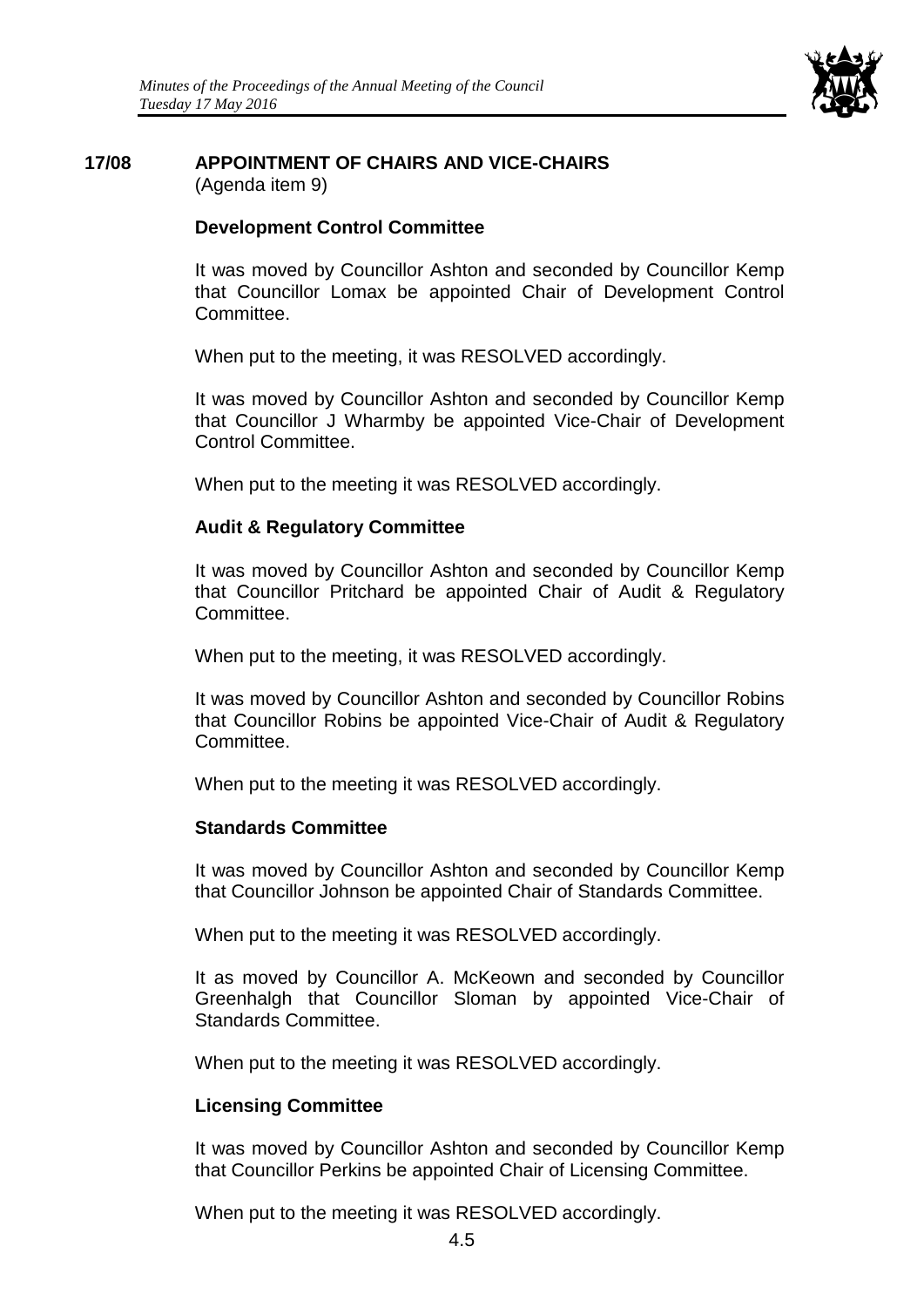## 17/08 APPOINTMENT OF CHAIRS AND VICE-CHAIRS

(Agenda item 9)

### Development Control Committee

It was moved by Councillor Ashton and seconded by Councillor Kemp that Councillor Lomax be appointed Chair of Development Control Committee.

When put to the meeting, it was RESOLVED accordingly.

It was moved by Councillor Ashton and seconded by Councillor Kemp that Councillor J Wharmby be appointed Vice-Chair of Development Control Committee.

When put to the meeting it was RESOLVED accordingly.

### Audit & Regulatory Committee

It was moved by Councillor Ashton and seconded by Councillor Kemp that Councillor Pritchard be appointed Chair of Audit & Regulatory Committee.

When put to the meeting, it was RESOLVED accordingly.

It was moved by Councillor Ashton and seconded by Councillor Robins that Councillor Robins be appointed Vice-Chair of Audit & Regulatory Committee.

When put to the meeting it was RESOLVED accordingly.

### Standards Committee

It was moved by Councillor Ashton and seconded by Councillor Kemp that Councillor Johnson be appointed Chair of Standards Committee.

When put to the meeting it was RESOLVED accordingly.

It as moved by Councillor A. McKeown and seconded by Councillor Greenhalgh that Councillor Sloman by appointed Vice-Chair of Standards Committee.

When put to the meeting it was RESOLVED accordingly.

### Licensing Committee

It was moved by Councillor Ashton and seconded by Councillor Kemp that Councillor Perkins be appointed Chair of Licensing Committee.

When put to the meeting it was RESOLVED accordingly.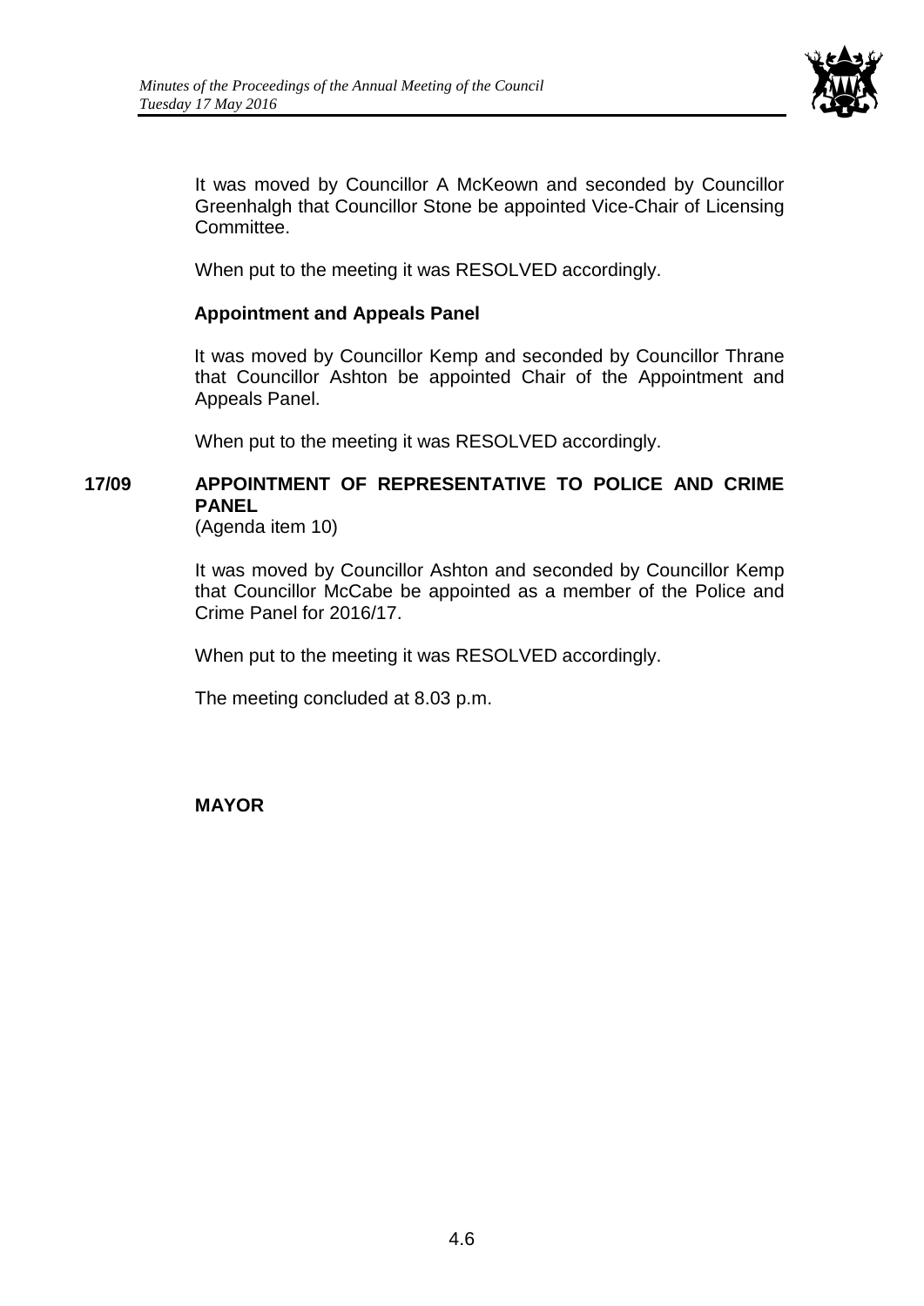It was moved by Councillor A McKeown and seconded by Councillor Greenhalgh that Councillor Stone be appointed Vice-Chair of Licensing Committee.

When put to the meeting it was RESOLVED accordingly.

**Appointment and Appeals Panel**

It was moved by Councillor Kemp and seconded by Councillor Thrane that Councillor Ashton be appointed Chair of the Appointment and Appeals Panel.

When put to the meeting it was RESOLVED accordingly.

## 17/09 APPOINTMENT OF REPRESENTATIVE TO POLICE AND CRIME PANEL

(Agenda item 10)

It was moved by Councillor Ashton and seconded by Councillor Kemp that Councillor McCabe be appointed as a member of the Police and Crime Panel for 2016/17.

When put to the meeting it was RESOLVED accordingly.

The meeting concluded at 8.03 p.m.

**MAYOR**